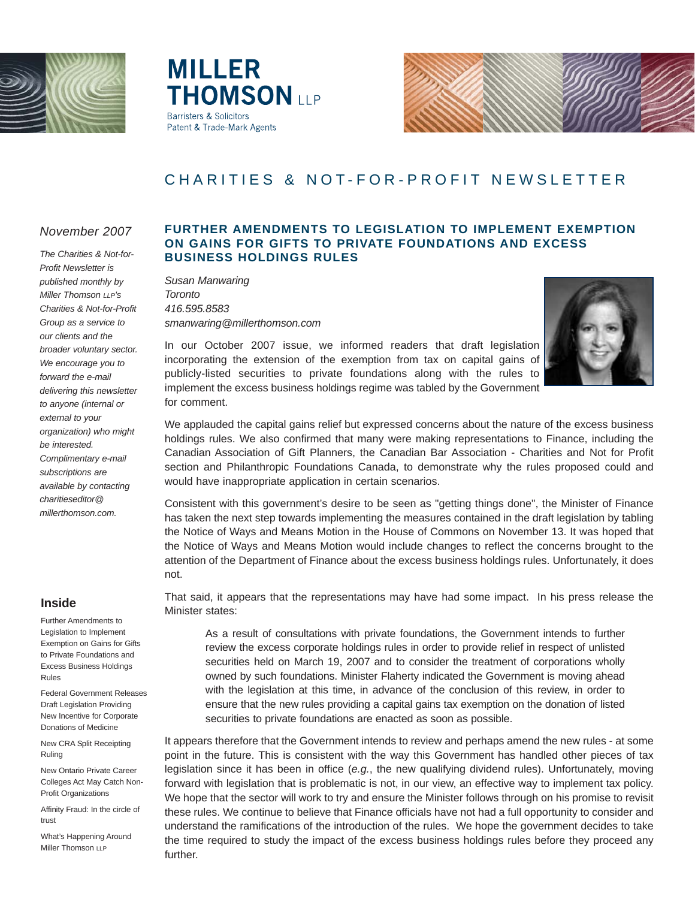MILLER THOMSON LLP
Barristers & Solicitors
Patent & Trade-Mark Agents

# CHARITIES & NOT-FOR-PROFIT NEWSLETTER

*November 2007*

*The Charities & Not-for-Profit Newsletter is published monthly by Miller Thomson LLP's Charities & Not-for-Profit Group as a service to our clients and the broader voluntary sector. We encourage you to forward the e-mail delivering this newsletter to anyone (internal or external to your organization) who might be interested. Complimentary e-mail subscriptions are available by contacting charitieseditor@millerthomson.com.*

## Inside

- Further Amendments to Legislation to Implement Exemption on Gains for Gifts to Private Foundations and Excess Business Holdings Rules
- Federal Government Releases Draft Legislation Providing New Incentive for Corporate Donations of Medicine
- New CRA Split Receipting Ruling
- New Ontario Private Career Colleges Act May Catch Non-Profit Organizations
- Affinity Fraud: In the circle of trust
- What's Happening Around Miller Thomson LLP

## FURTHER AMENDMENTS TO LEGISLATION TO IMPLEMENT EXEMPTION ON GAINS FOR GIFTS TO PRIVATE FOUNDATIONS AND EXCESS BUSINESS HOLDINGS RULES

*Susan Manwaring*
*Toronto*
*416.595.8583*
*smanwaring@millerthomson.com*

In our October 2007 issue, we informed readers that draft legislation incorporating the extension of the exemption from tax on capital gains of publicly-listed securities to private foundations along with the rules to implement the excess business holdings regime was tabled by the Government for comment.

We applauded the capital gains relief but expressed concerns about the nature of the excess business holdings rules. We also confirmed that many were making representations to Finance, including the Canadian Association of Gift Planners, the Canadian Bar Association - Charities and Not for Profit section and Philanthropic Foundations Canada, to demonstrate why the rules proposed could and would have inappropriate application in certain scenarios.

Consistent with this government's desire to be seen as "getting things done", the Minister of Finance has taken the next step towards implementing the measures contained in the draft legislation by tabling the Notice of Ways and Means Motion in the House of Commons on November 13. It was hoped that the Notice of Ways and Means Motion would include changes to reflect the concerns brought to the attention of the Department of Finance about the excess business holdings rules. Unfortunately, it does not.

That said, it appears that the representations may have had some impact. In his press release the Minister states:

> As a result of consultations with private foundations, the Government intends to further review the excess corporate holdings rules in order to provide relief in respect of unlisted securities held on March 19, 2007 and to consider the treatment of corporations wholly owned by such foundations. Minister Flaherty indicated the Government is moving ahead with the legislation at this time, in advance of the conclusion of this review, in order to ensure that the new rules providing a capital gains tax exemption on the donation of listed securities to private foundations are enacted as soon as possible.

It appears therefore that the Government intends to review and perhaps amend the new rules - at some point in the future. This is consistent with the way this Government has handled other pieces of tax legislation since it has been in office (*e.g.*, the new qualifying dividend rules). Unfortunately, moving forward with legislation that is problematic is not, in our view, an effective way to implement tax policy. We hope that the sector will work to try and ensure the Minister follows through on his promise to revisit these rules. We continue to believe that Finance officials have not had a full opportunity to consider and understand the ramifications of the introduction of the rules. We hope the government decides to take the time required to study the impact of the excess business holdings rules before they proceed any further.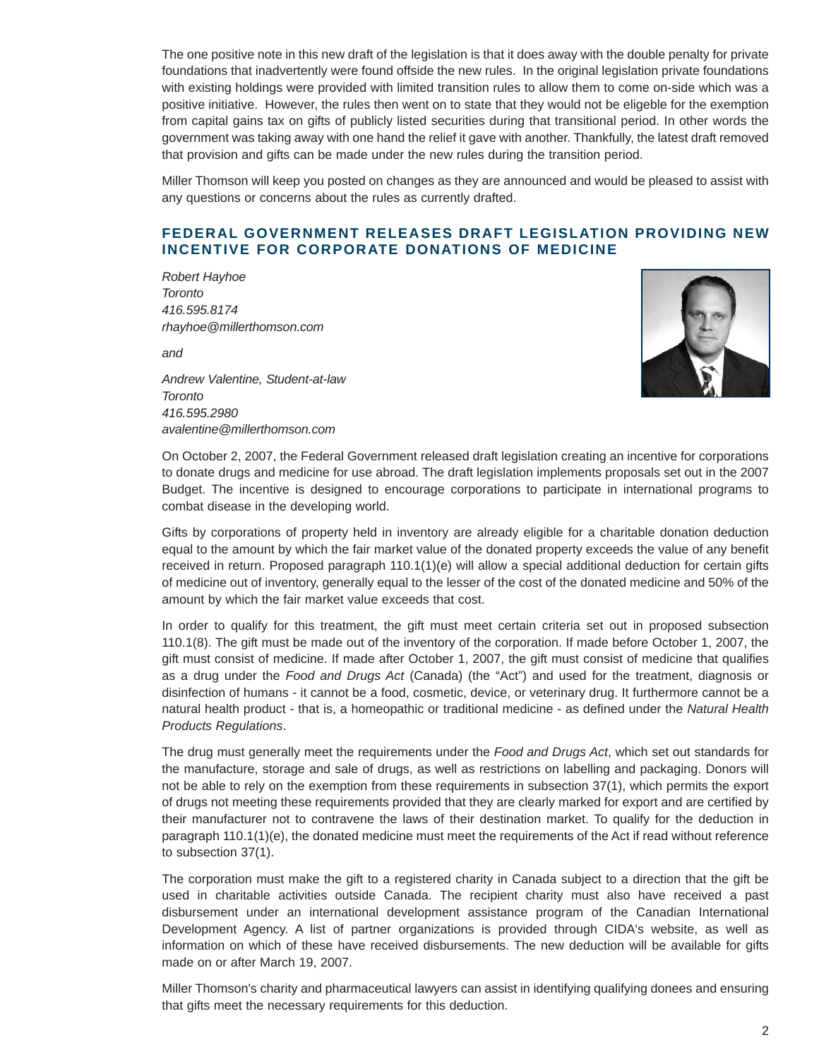The one positive note in this new draft of the legislation is that it does away with the double penalty for private foundations that inadvertently were found offside the new rules. In the original legislation private foundations with existing holdings were provided with limited transition rules to allow them to come on-side which was a positive initiative. However, the rules then went on to state that they would not be eligeble for the exemption from capital gains tax on gifts of publicly listed securities during that transitional period. In other words the government was taking away with one hand the relief it gave with another. Thankfully, the latest draft removed that provision and gifts can be made under the new rules during the transition period.

Miller Thomson will keep you posted on changes as they are announced and would be pleased to assist with any questions or concerns about the rules as currently drafted.

## FEDERAL GOVERNMENT RELEASES DRAFT LEGISLATION PROVIDING NEW INCENTIVE FOR CORPORATE DONATIONS OF MEDICINE

*Robert Hayhoe*
*Toronto*
*416.595.8174*
*rhayhoe@millerthomson.com*

*and*

*Andrew Valentine, Student-at-law*
*Toronto*
*416.595.2980*
*avalentine@millerthomson.com*

On October 2, 2007, the Federal Government released draft legislation creating an incentive for corporations to donate drugs and medicine for use abroad. The draft legislation implements proposals set out in the 2007 Budget. The incentive is designed to encourage corporations to participate in international programs to combat disease in the developing world.

Gifts by corporations of property held in inventory are already eligible for a charitable donation deduction equal to the amount by which the fair market value of the donated property exceeds the value of any benefit received in return. Proposed paragraph 110.1(1)(e) will allow a special additional deduction for certain gifts of medicine out of inventory, generally equal to the lesser of the cost of the donated medicine and 50% of the amount by which the fair market value exceeds that cost.

In order to qualify for this treatment, the gift must meet certain criteria set out in proposed subsection 110.1(8). The gift must be made out of the inventory of the corporation. If made before October 1, 2007, the gift must consist of medicine. If made after October 1, 2007, the gift must consist of medicine that qualifies as a drug under the *Food and Drugs Act* (Canada) (the "Act") and used for the treatment, diagnosis or disinfection of humans - it cannot be a food, cosmetic, device, or veterinary drug. It furthermore cannot be a natural health product - that is, a homeopathic or traditional medicine - as defined under the *Natural Health Products Regulations*.

The drug must generally meet the requirements under the *Food and Drugs Act*, which set out standards for the manufacture, storage and sale of drugs, as well as restrictions on labelling and packaging. Donors will not be able to rely on the exemption from these requirements in subsection 37(1), which permits the export of drugs not meeting these requirements provided that they are clearly marked for export and are certified by their manufacturer not to contravene the laws of their destination market. To qualify for the deduction in paragraph 110.1(1)(e), the donated medicine must meet the requirements of the Act if read without reference to subsection 37(1).

The corporation must make the gift to a registered charity in Canada subject to a direction that the gift be used in charitable activities outside Canada. The recipient charity must also have received a past disbursement under an international development assistance program of the Canadian International Development Agency. A list of partner organizations is provided through CIDA's website, as well as information on which of these have received disbursements. The new deduction will be available for gifts made on or after March 19, 2007.

Miller Thomson's charity and pharmaceutical lawyers can assist in identifying qualifying donees and ensuring that gifts meet the necessary requirements for this deduction.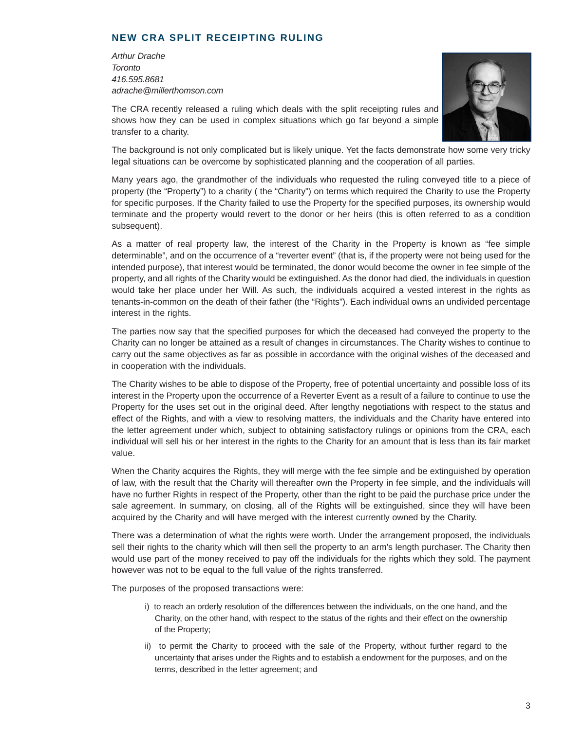## NEW CRA SPLIT RECEIPTING RULING

*Arthur Drache*
*Toronto*
*416.595.8681*
*adrache@millerthomson.com*

The CRA recently released a ruling which deals with the split receipting rules and shows how they can be used in complex situations which go far beyond a simple transfer to a charity.

The background is not only complicated but is likely unique. Yet the facts demonstrate how some very tricky legal situations can be overcome by sophisticated planning and the cooperation of all parties.

Many years ago, the grandmother of the individuals who requested the ruling conveyed title to a piece of property (the "Property") to a charity ( the "Charity") on terms which required the Charity to use the Property for specific purposes. If the Charity failed to use the Property for the specified purposes, its ownership would terminate and the property would revert to the donor or her heirs (this is often referred to as a condition subsequent).

As a matter of real property law, the interest of the Charity in the Property is known as "fee simple determinable", and on the occurrence of a "reverter event" (that is, if the property were not being used for the intended purpose), that interest would be terminated, the donor would become the owner in fee simple of the property, and all rights of the Charity would be extinguished. As the donor had died, the individuals in question would take her place under her Will. As such, the individuals acquired a vested interest in the rights as tenants-in-common on the death of their father (the "Rights"). Each individual owns an undivided percentage interest in the rights.

The parties now say that the specified purposes for which the deceased had conveyed the property to the Charity can no longer be attained as a result of changes in circumstances. The Charity wishes to continue to carry out the same objectives as far as possible in accordance with the original wishes of the deceased and in cooperation with the individuals.

The Charity wishes to be able to dispose of the Property, free of potential uncertainty and possible loss of its interest in the Property upon the occurrence of a Reverter Event as a result of a failure to continue to use the Property for the uses set out in the original deed. After lengthy negotiations with respect to the status and effect of the Rights, and with a view to resolving matters, the individuals and the Charity have entered into the letter agreement under which, subject to obtaining satisfactory rulings or opinions from the CRA, each individual will sell his or her interest in the rights to the Charity for an amount that is less than its fair market value.

When the Charity acquires the Rights, they will merge with the fee simple and be extinguished by operation of law, with the result that the Charity will thereafter own the Property in fee simple, and the individuals will have no further Rights in respect of the Property, other than the right to be paid the purchase price under the sale agreement. In summary, on closing, all of the Rights will be extinguished, since they will have been acquired by the Charity and will have merged with the interest currently owned by the Charity.

There was a determination of what the rights were worth. Under the arrangement proposed, the individuals sell their rights to the charity which will then sell the property to an arm's length purchaser. The Charity then would use part of the money received to pay off the individuals for the rights which they sold. The payment however was not to be equal to the full value of the rights transferred.

The purposes of the proposed transactions were:

i) to reach an orderly resolution of the differences between the individuals, on the one hand, and the Charity, on the other hand, with respect to the status of the rights and their effect on the ownership of the Property;

ii) to permit the Charity to proceed with the sale of the Property, without further regard to the uncertainty that arises under the Rights and to establish a endowment for the purposes, and on the terms, described in the letter agreement; and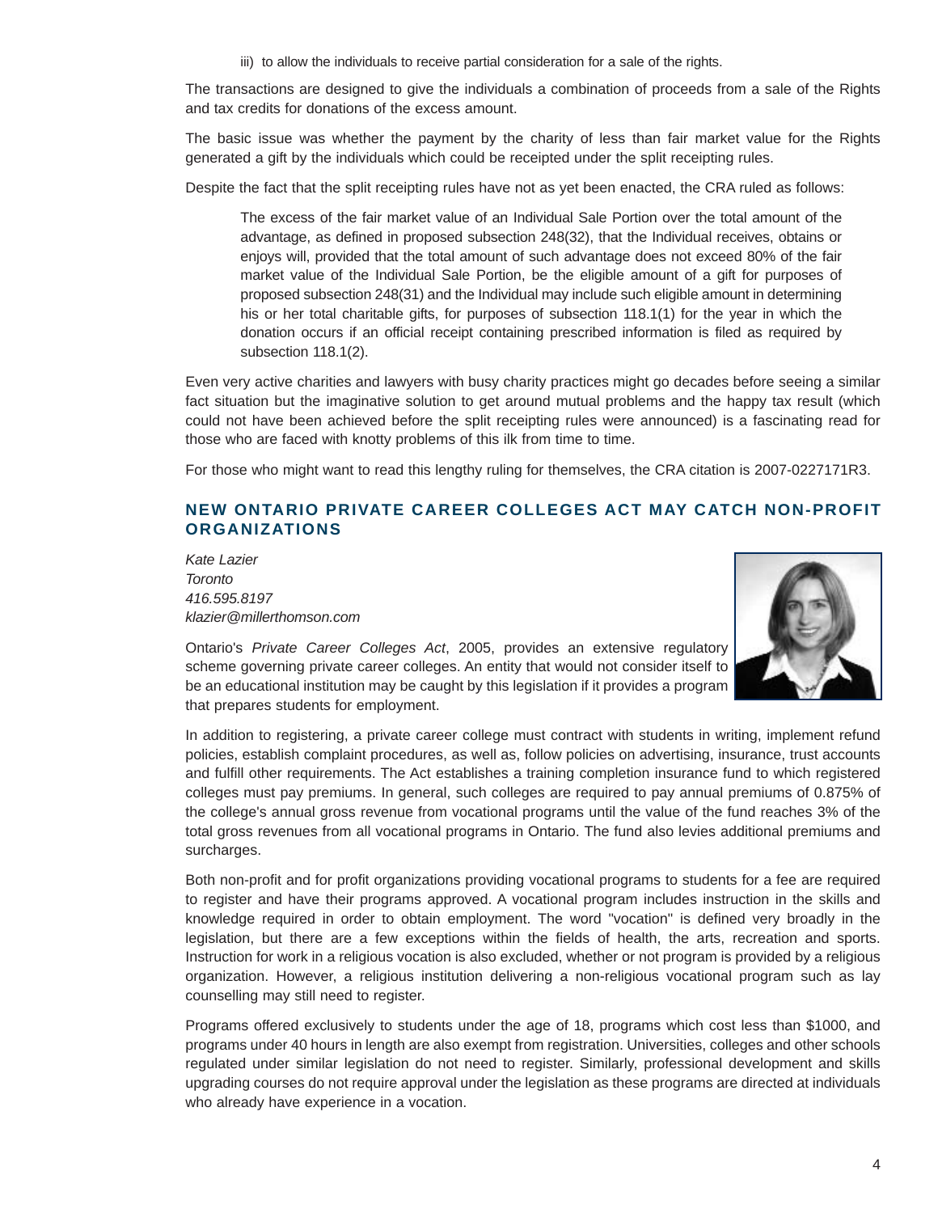iii) to allow the individuals to receive partial consideration for a sale of the rights.

The transactions are designed to give the individuals a combination of proceeds from a sale of the Rights and tax credits for donations of the excess amount.

The basic issue was whether the payment by the charity of less than fair market value for the Rights generated a gift by the individuals which could be receipted under the split receipting rules.

Despite the fact that the split receipting rules have not as yet been enacted, the CRA ruled as follows:

> The excess of the fair market value of an Individual Sale Portion over the total amount of the advantage, as defined in proposed subsection 248(32), that the Individual receives, obtains or enjoys will, provided that the total amount of such advantage does not exceed 80% of the fair market value of the Individual Sale Portion, be the eligible amount of a gift for purposes of proposed subsection 248(31) and the Individual may include such eligible amount in determining his or her total charitable gifts, for purposes of subsection 118.1(1) for the year in which the donation occurs if an official receipt containing prescribed information is filed as required by subsection 118.1(2).

Even very active charities and lawyers with busy charity practices might go decades before seeing a similar fact situation but the imaginative solution to get around mutual problems and the happy tax result (which could not have been achieved before the split receipting rules were announced) is a fascinating read for those who are faced with knotty problems of this ilk from time to time.

For those who might want to read this lengthy ruling for themselves, the CRA citation is 2007-0227171R3.

## NEW ONTARIO PRIVATE CAREER COLLEGES ACT MAY CATCH NON-PROFIT ORGANIZATIONS

*Kate Lazier*
*Toronto*
*416.595.8197*
*klazier@millerthomson.com*

Ontario's *Private Career Colleges Act*, 2005, provides an extensive regulatory scheme governing private career colleges. An entity that would not consider itself to be an educational institution may be caught by this legislation if it provides a program that prepares students for employment.

In addition to registering, a private career college must contract with students in writing, implement refund policies, establish complaint procedures, as well as, follow policies on advertising, insurance, trust accounts and fulfill other requirements. The Act establishes a training completion insurance fund to which registered colleges must pay premiums. In general, such colleges are required to pay annual premiums of 0.875% of the college's annual gross revenue from vocational programs until the value of the fund reaches 3% of the total gross revenues from all vocational programs in Ontario. The fund also levies additional premiums and surcharges.

Both non-profit and for profit organizations providing vocational programs to students for a fee are required to register and have their programs approved. A vocational program includes instruction in the skills and knowledge required in order to obtain employment. The word "vocation" is defined very broadly in the legislation, but there are a few exceptions within the fields of health, the arts, recreation and sports. Instruction for work in a religious vocation is also excluded, whether or not program is provided by a religious organization. However, a religious institution delivering a non-religious vocational program such as lay counselling may still need to register.

Programs offered exclusively to students under the age of 18, programs which cost less than $1000, and programs under 40 hours in length are also exempt from registration. Universities, colleges and other schools regulated under similar legislation do not need to register. Similarly, professional development and skills upgrading courses do not require approval under the legislation as these programs are directed at individuals who already have experience in a vocation.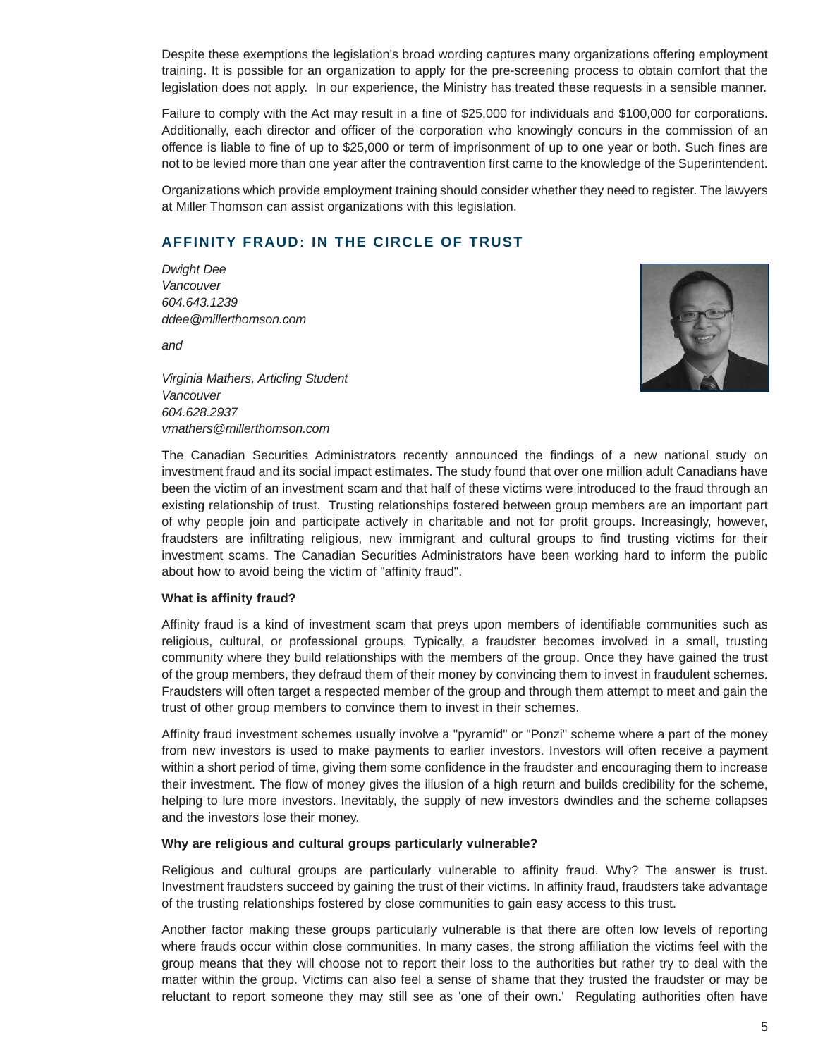Despite these exemptions the legislation's broad wording captures many organizations offering employment training. It is possible for an organization to apply for the pre-screening process to obtain comfort that the legislation does not apply. In our experience, the Ministry has treated these requests in a sensible manner.

Failure to comply with the Act may result in a fine of $25,000 for individuals and $100,000 for corporations. Additionally, each director and officer of the corporation who knowingly concurs in the commission of an offence is liable to fine of up to $25,000 or term of imprisonment of up to one year or both. Such fines are not to be levied more than one year after the contravention first came to the knowledge of the Superintendent.

Organizations which provide employment training should consider whether they need to register. The lawyers at Miller Thomson can assist organizations with this legislation.

## AFFINITY FRAUD: IN THE CIRCLE OF TRUST

*Dwight Dee*
*Vancouver*
*604.643.1239*
*ddee@millerthomson.com*

*and*

*Virginia Mathers, Articling Student*
*Vancouver*
*604.628.2937*
*vmathers@millerthomson.com*

The Canadian Securities Administrators recently announced the findings of a new national study on investment fraud and its social impact estimates. The study found that over one million adult Canadians have been the victim of an investment scam and that half of these victims were introduced to the fraud through an existing relationship of trust. Trusting relationships fostered between group members are an important part of why people join and participate actively in charitable and not for profit groups. Increasingly, however, fraudsters are infiltrating religious, new immigrant and cultural groups to find trusting victims for their investment scams. The Canadian Securities Administrators have been working hard to inform the public about how to avoid being the victim of "affinity fraud".

**What is affinity fraud?**

Affinity fraud is a kind of investment scam that preys upon members of identifiable communities such as religious, cultural, or professional groups. Typically, a fraudster becomes involved in a small, trusting community where they build relationships with the members of the group. Once they have gained the trust of the group members, they defraud them of their money by convincing them to invest in fraudulent schemes. Fraudsters will often target a respected member of the group and through them attempt to meet and gain the trust of other group members to convince them to invest in their schemes.

Affinity fraud investment schemes usually involve a "pyramid" or "Ponzi" scheme where a part of the money from new investors is used to make payments to earlier investors. Investors will often receive a payment within a short period of time, giving them some confidence in the fraudster and encouraging them to increase their investment. The flow of money gives the illusion of a high return and builds credibility for the scheme, helping to lure more investors. Inevitably, the supply of new investors dwindles and the scheme collapses and the investors lose their money.

**Why are religious and cultural groups particularly vulnerable?**

Religious and cultural groups are particularly vulnerable to affinity fraud. Why? The answer is trust. Investment fraudsters succeed by gaining the trust of their victims. In affinity fraud, fraudsters take advantage of the trusting relationships fostered by close communities to gain easy access to this trust.

Another factor making these groups particularly vulnerable is that there are often low levels of reporting where frauds occur within close communities. In many cases, the strong affiliation the victims feel with the group means that they will choose not to report their loss to the authorities but rather try to deal with the matter within the group. Victims can also feel a sense of shame that they trusted the fraudster or may be reluctant to report someone they may still see as 'one of their own.' Regulating authorities often have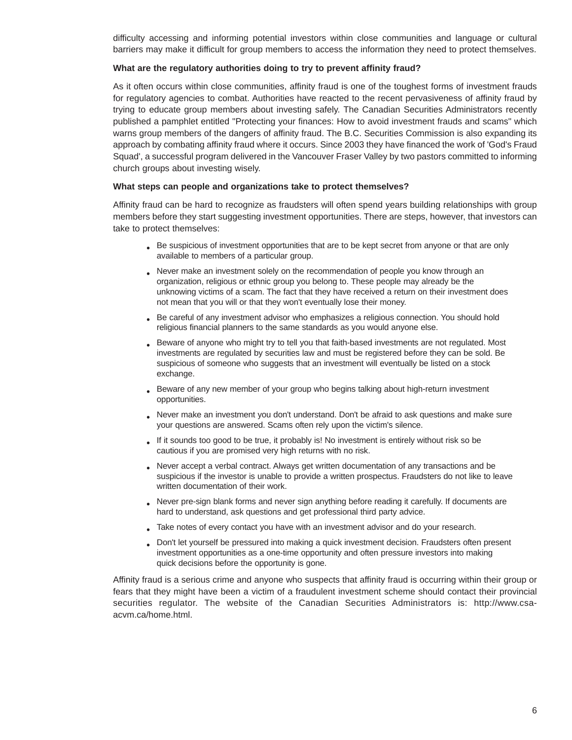difficulty accessing and informing potential investors within close communities and language or cultural barriers may make it difficult for group members to access the information they need to protect themselves.

**What are the regulatory authorities doing to try to prevent affinity fraud?**

As it often occurs within close communities, affinity fraud is one of the toughest forms of investment frauds for regulatory agencies to combat. Authorities have reacted to the recent pervasiveness of affinity fraud by trying to educate group members about investing safely. The Canadian Securities Administrators recently published a pamphlet entitled "Protecting your finances: How to avoid investment frauds and scams" which warns group members of the dangers of affinity fraud. The B.C. Securities Commission is also expanding its approach by combating affinity fraud where it occurs. Since 2003 they have financed the work of 'God's Fraud Squad', a successful program delivered in the Vancouver Fraser Valley by two pastors committed to informing church groups about investing wisely.

**What steps can people and organizations take to protect themselves?**

Affinity fraud can be hard to recognize as fraudsters will often spend years building relationships with group members before they start suggesting investment opportunities. There are steps, however, that investors can take to protect themselves:

- Be suspicious of investment opportunities that are to be kept secret from anyone or that are only available to members of a particular group.
- Never make an investment solely on the recommendation of people you know through an organization, religious or ethnic group you belong to. These people may already be the unknowing victims of a scam. The fact that they have received a return on their investment does not mean that you will or that they won't eventually lose their money.
- Be careful of any investment advisor who emphasizes a religious connection. You should hold religious financial planners to the same standards as you would anyone else.
- Beware of anyone who might try to tell you that faith-based investments are not regulated. Most investments are regulated by securities law and must be registered before they can be sold. Be suspicious of someone who suggests that an investment will eventually be listed on a stock exchange.
- Beware of any new member of your group who begins talking about high-return investment opportunities.
- Never make an investment you don't understand. Don't be afraid to ask questions and make sure your questions are answered. Scams often rely upon the victim's silence.
- If it sounds too good to be true, it probably is! No investment is entirely without risk so be cautious if you are promised very high returns with no risk.
- Never accept a verbal contract. Always get written documentation of any transactions and be suspicious if the investor is unable to provide a written prospectus. Fraudsters do not like to leave written documentation of their work.
- Never pre-sign blank forms and never sign anything before reading it carefully. If documents are hard to understand, ask questions and get professional third party advice.
- Take notes of every contact you have with an investment advisor and do your research.
- Don't let yourself be pressured into making a quick investment decision. Fraudsters often present investment opportunities as a one-time opportunity and often pressure investors into making quick decisions before the opportunity is gone.

Affinity fraud is a serious crime and anyone who suspects that affinity fraud is occurring within their group or fears that they might have been a victim of a fraudulent investment scheme should contact their provincial securities regulator. The website of the Canadian Securities Administrators is: http://www.csa-acvm.ca/home.html.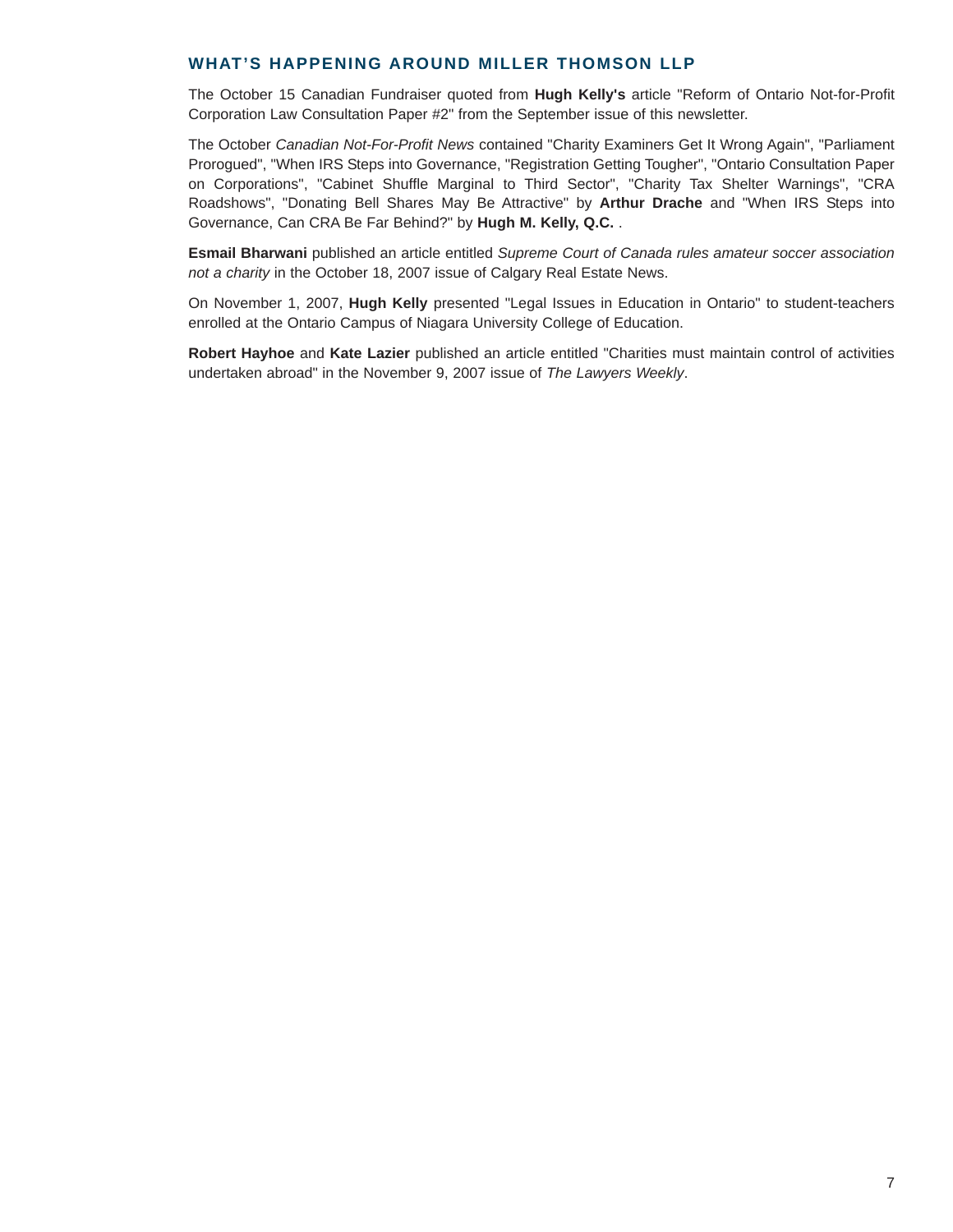## WHAT'S HAPPENING AROUND MILLER THOMSON LLP

The October 15 Canadian Fundraiser quoted from **Hugh Kelly's** article "Reform of Ontario Not-for-Profit Corporation Law Consultation Paper #2" from the September issue of this newsletter.

The October *Canadian Not-For-Profit News* contained "Charity Examiners Get It Wrong Again", "Parliament Prorogued", "When IRS Steps into Governance, "Registration Getting Tougher", "Ontario Consultation Paper on Corporations", "Cabinet Shuffle Marginal to Third Sector", "Charity Tax Shelter Warnings", "CRA Roadshows", "Donating Bell Shares May Be Attractive" by **Arthur Drache** and "When IRS Steps into Governance, Can CRA Be Far Behind?" by **Hugh M. Kelly, Q.C.** .

**Esmail Bharwani** published an article entitled *Supreme Court of Canada rules amateur soccer association not a charity* in the October 18, 2007 issue of Calgary Real Estate News.

On November 1, 2007, **Hugh Kelly** presented "Legal Issues in Education in Ontario" to student-teachers enrolled at the Ontario Campus of Niagara University College of Education.

**Robert Hayhoe** and **Kate Lazier** published an article entitled "Charities must maintain control of activities undertaken abroad" in the November 9, 2007 issue of *The Lawyers Weekly*.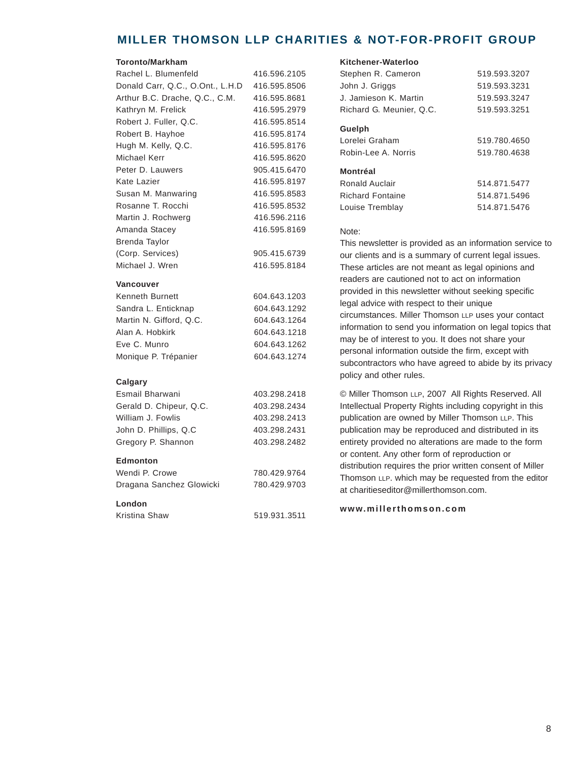## MILLER THOMSON LLP CHARITIES & NOT-FOR-PROFIT GROUP

**Toronto/Markham**

| | |
|---|---|
| Rachel L. Blumenfeld | 416.596.2105 |
| Donald Carr, Q.C., O.Ont., L.H.D | 416.595.8506 |
| Arthur B.C. Drache, Q.C., C.M. | 416.595.8681 |
| Kathryn M. Frelick | 416.595.2979 |
| Robert J. Fuller, Q.C. | 416.595.8514 |
| Robert B. Hayhoe | 416.595.8174 |
| Hugh M. Kelly, Q.C. | 416.595.8176 |
| Michael Kerr | 416.595.8620 |
| Peter D. Lauwers | 905.415.6470 |
| Kate Lazier | 416.595.8197 |
| Susan M. Manwaring | 416.595.8583 |
| Rosanne T. Rocchi | 416.595.8532 |
| Martin J. Rochwerg | 416.596.2116 |
| Amanda Stacey | 416.595.8169 |
| Brenda Taylor (Corp. Services) | 905.415.6739 |
| Michael J. Wren | 416.595.8184 |

**Vancouver**

| | |
|---|---|
| Kenneth Burnett | 604.643.1203 |
| Sandra L. Enticknap | 604.643.1292 |
| Martin N. Gifford, Q.C. | 604.643.1264 |
| Alan A. Hobkirk | 604.643.1218 |
| Eve C. Munro | 604.643.1262 |
| Monique P. Trépanier | 604.643.1274 |

**Calgary**

| | |
|---|---|
| Esmail Bharwani | 403.298.2418 |
| Gerald D. Chipeur, Q.C. | 403.298.2434 |
| William J. Fowlis | 403.298.2413 |
| John D. Phillips, Q.C | 403.298.2431 |
| Gregory P. Shannon | 403.298.2482 |

**Edmonton**

| | |
|---|---|
| Wendi P. Crowe | 780.429.9764 |
| Dragana Sanchez Glowicki | 780.429.9703 |

**London**

| | |
|---|---|
| Kristina Shaw | 519.931.3511 |

**Kitchener-Waterloo**

| | |
|---|---|
| Stephen R. Cameron | 519.593.3207 |
| John J. Griggs | 519.593.3231 |
| J. Jamieson K. Martin | 519.593.3247 |
| Richard G. Meunier, Q.C. | 519.593.3251 |

**Guelph**

| | |
|---|---|
| Lorelei Graham | 519.780.4650 |
| Robin-Lee A. Norris | 519.780.4638 |

**Montréal**

| | |
|---|---|
| Ronald Auclair | 514.871.5477 |
| Richard Fontaine | 514.871.5496 |
| Louise Tremblay | 514.871.5476 |

Note:
This newsletter is provided as an information service to our clients and is a summary of current legal issues. These articles are not meant as legal opinions and readers are cautioned not to act on information provided in this newsletter without seeking specific legal advice with respect to their unique circumstances. Miller Thomson LLP uses your contact information to send you information on legal topics that may be of interest to you. It does not share your personal information outside the firm, except with subcontractors who have agreed to abide by its privacy policy and other rules.

© Miller Thomson LLP, 2007 All Rights Reserved. All Intellectual Property Rights including copyright in this publication are owned by Miller Thomson LLP. This publication may be reproduced and distributed in its entirety provided no alterations are made to the form or content. Any other form of reproduction or distribution requires the prior written consent of Miller Thomson LLP. which may be requested from the editor at charitieseditor@millerthomson.com.

**www.millerthomson.com**